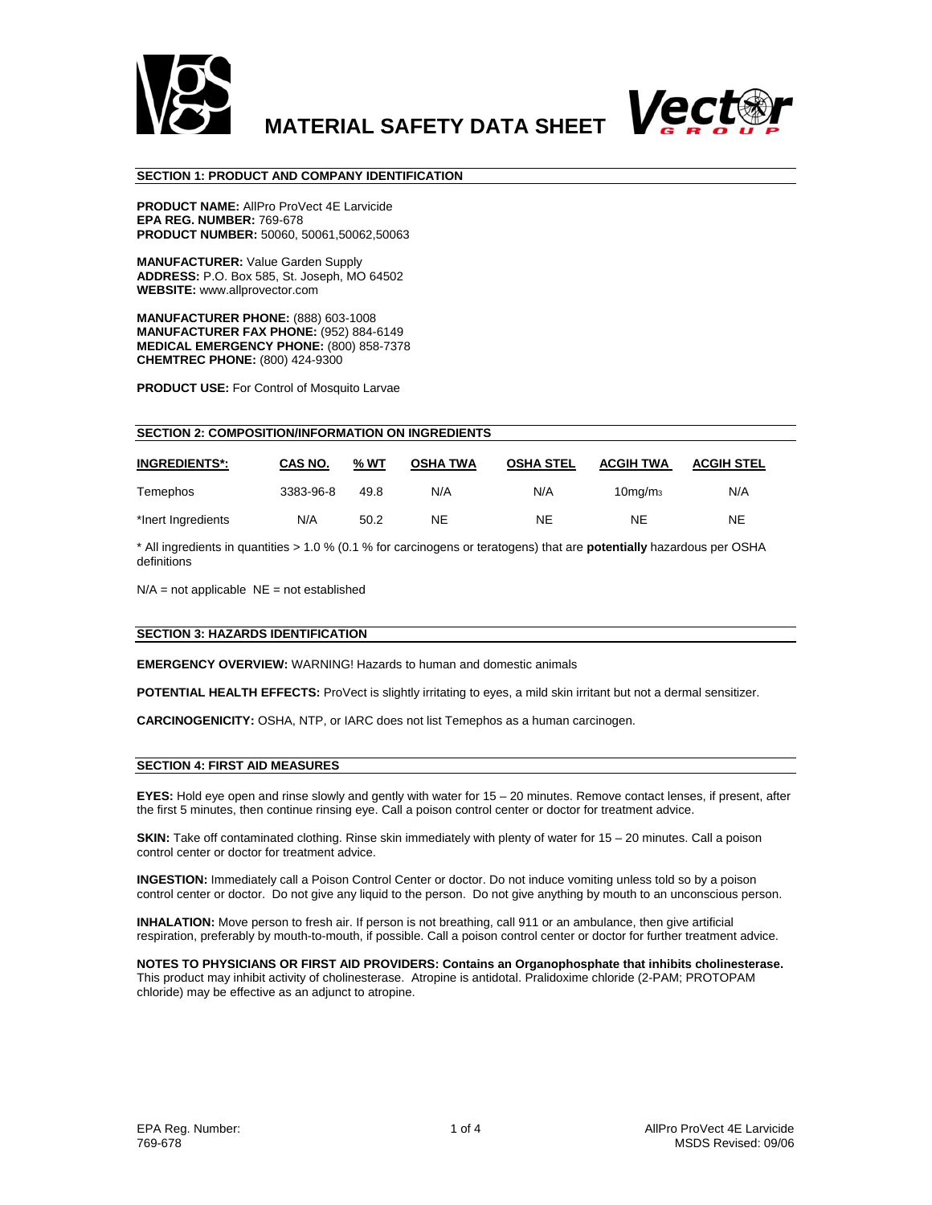# MATERIAL SAFETY DATA SHEET

## SECTION 1: PRODUCT AND COMPANY IDENTIFICATION

**PRODUCT NAME:** AllPro ProVect 4E Larvicide
**EPA REG. NUMBER:** 769-678
**PRODUCT NUMBER:** 50060, 50061,50062,50063

**MANUFACTURER:** Value Garden Supply
**ADDRESS:** P.O. Box 585, St. Joseph, MO 64502
**WEBSITE:** www.allprovector.com

**MANUFACTURER PHONE:** (888) 603-1008
**MANUFACTURER FAX PHONE:** (952) 884-6149
**MEDICAL EMERGENCY PHONE:** (800) 858-7378
**CHEMTREC PHONE:** (800) 424-9300

**PRODUCT USE:** For Control of Mosquito Larvae

## SECTION 2: COMPOSITION/INFORMATION ON INGREDIENTS

| INGREDIENTS*: | CAS NO. | % WT | OSHA TWA | OSHA STEL | ACGIH TWA | ACGIH STEL |
|---|---|---|---|---|---|---|
| Temephos | 3383-96-8 | 49.8 | N/A | N/A | 10mg/m$_3$ | N/A |
| *Inert Ingredients | N/A | 50.2 | NE | NE | NE | NE |

* All ingredients in quantities > 1.0 % (0.1 % for carcinogens or teratogens) that are **potentially** hazardous per OSHA definitions

N/A = not applicable NE = not established

## SECTION 3: HAZARDS IDENTIFICATION

**EMERGENCY OVERVIEW:** WARNING! Hazards to human and domestic animals

**POTENTIAL HEALTH EFFECTS:** ProVect is slightly irritating to eyes, a mild skin irritant but not a dermal sensitizer.

**CARCINOGENICITY:** OSHA, NTP, or IARC does not list Temephos as a human carcinogen.

## SECTION 4: FIRST AID MEASURES

**EYES:** Hold eye open and rinse slowly and gently with water for 15 – 20 minutes. Remove contact lenses, if present, after the first 5 minutes, then continue rinsing eye. Call a poison control center or doctor for treatment advice.

**SKIN:** Take off contaminated clothing. Rinse skin immediately with plenty of water for 15 – 20 minutes. Call a poison control center or doctor for treatment advice.

**INGESTION:** Immediately call a Poison Control Center or doctor. Do not induce vomiting unless told so by a poison control center or doctor. Do not give any liquid to the person. Do not give anything by mouth to an unconscious person.

**INHALATION:** Move person to fresh air. If person is not breathing, call 911 or an ambulance, then give artificial respiration, preferably by mouth-to-mouth, if possible. Call a poison control center or doctor for further treatment advice.

**NOTES TO PHYSICIANS OR FIRST AID PROVIDERS: Contains an Organophosphate that inhibits cholinesterase.** This product may inhibit activity of cholinesterase. Atropine is antidotal. Pralidoxime chloride (2-PAM; PROTOPAM chloride) may be effective as an adjunct to atropine.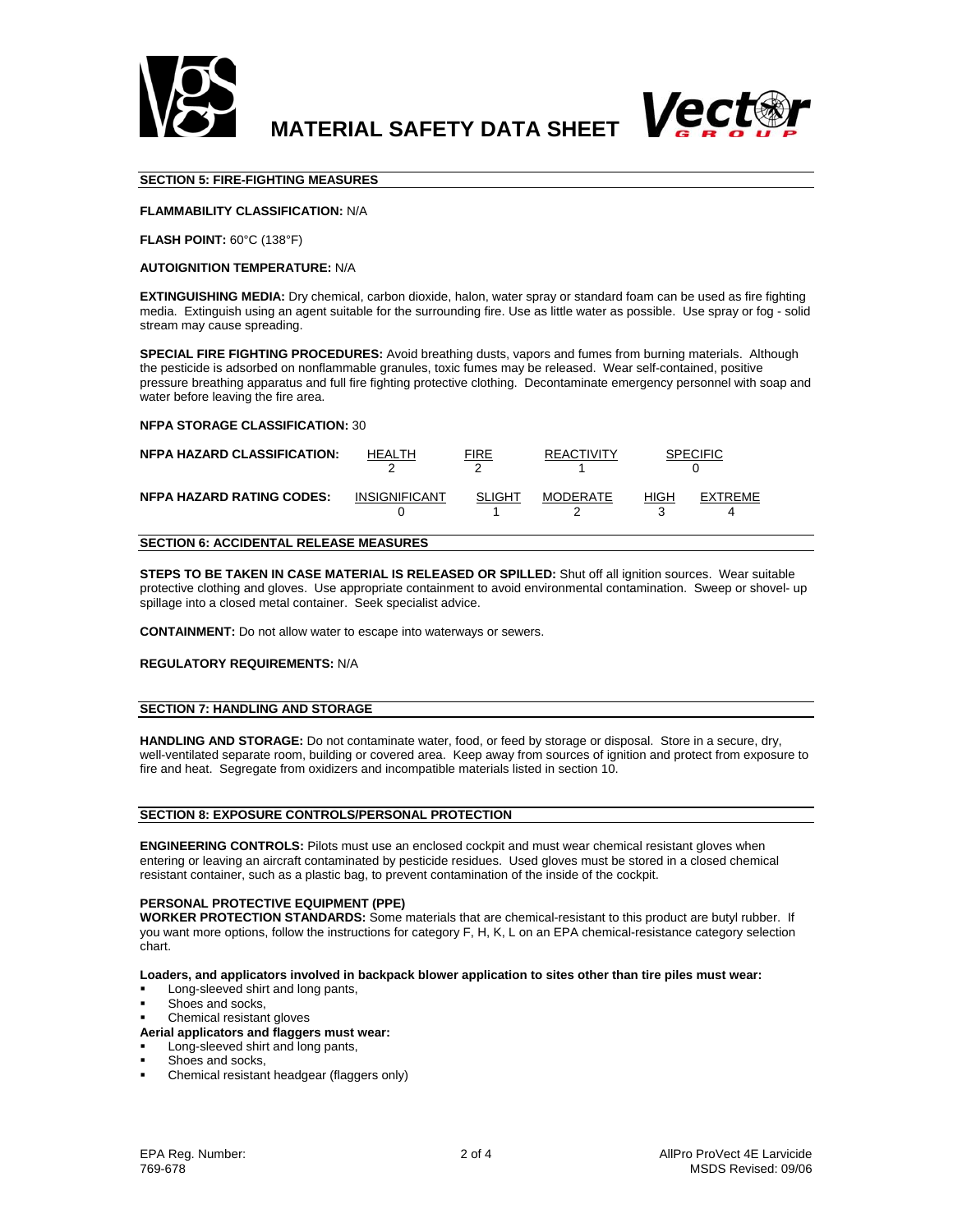# MATERIAL SAFETY DATA SHEET

## SECTION 5: FIRE-FIGHTING MEASURES

**FLAMMABILITY CLASSIFICATION:** N/A

**FLASH POINT:** 60°C (138°F)

**AUTOIGNITION TEMPERATURE:** N/A

**EXTINGUISHING MEDIA:** Dry chemical, carbon dioxide, halon, water spray or standard foam can be used as fire fighting media. Extinguish using an agent suitable for the surrounding fire. Use as little water as possible. Use spray or fog - solid stream may cause spreading.

**SPECIAL FIRE FIGHTING PROCEDURES:** Avoid breathing dusts, vapors and fumes from burning materials. Although the pesticide is adsorbed on nonflammable granules, toxic fumes may be released. Wear self-contained, positive pressure breathing apparatus and full fire fighting protective clothing. Decontaminate emergency personnel with soap and water before leaving the fire area.

**NFPA STORAGE CLASSIFICATION:** 30

| NFPA HAZARD CLASSIFICATION: | HEALTH | FIRE | REACTIVITY | SPECIFIC |
|---|---|---|---|---|
| | 2 | 2 | 1 | 0 |

| NFPA HAZARD RATING CODES: | INSIGNIFICANT | SLIGHT | MODERATE | HIGH | EXTREME |
|---|---|---|---|---|---|
| | 0 | 1 | 2 | 3 | 4 |

## SECTION 6: ACCIDENTAL RELEASE MEASURES

**STEPS TO BE TAKEN IN CASE MATERIAL IS RELEASED OR SPILLED:** Shut off all ignition sources. Wear suitable protective clothing and gloves. Use appropriate containment to avoid environmental contamination. Sweep or shovel- up spillage into a closed metal container. Seek specialist advice.

**CONTAINMENT:** Do not allow water to escape into waterways or sewers.

**REGULATORY REQUIREMENTS:** N/A

## SECTION 7: HANDLING AND STORAGE

**HANDLING AND STORAGE:** Do not contaminate water, food, or feed by storage or disposal. Store in a secure, dry, well-ventilated separate room, building or covered area. Keep away from sources of ignition and protect from exposure to fire and heat. Segregate from oxidizers and incompatible materials listed in section 10.

## SECTION 8: EXPOSURE CONTROLS/PERSONAL PROTECTION

**ENGINEERING CONTROLS:** Pilots must use an enclosed cockpit and must wear chemical resistant gloves when entering or leaving an aircraft contaminated by pesticide residues. Used gloves must be stored in a closed chemical resistant container, such as a plastic bag, to prevent contamination of the inside of the cockpit.

**PERSONAL PROTECTIVE EQUIPMENT (PPE)**
**WORKER PROTECTION STANDARDS:** Some materials that are chemical-resistant to this product are butyl rubber. If you want more options, follow the instructions for category F, H, K, L on an EPA chemical-resistance category selection chart.

**Loaders, and applicators involved in backpack blower application to sites other than tire piles must wear:**
- Long-sleeved shirt and long pants,
- Shoes and socks,
- Chemical resistant gloves

**Aerial applicators and flaggers must wear:**
- Long-sleeved shirt and long pants,
- Shoes and socks,
- Chemical resistant headgear (flaggers only)

EPA Reg. Number: 769-678

AllPro ProVect 4E Larvicide
MSDS Revised: 09/06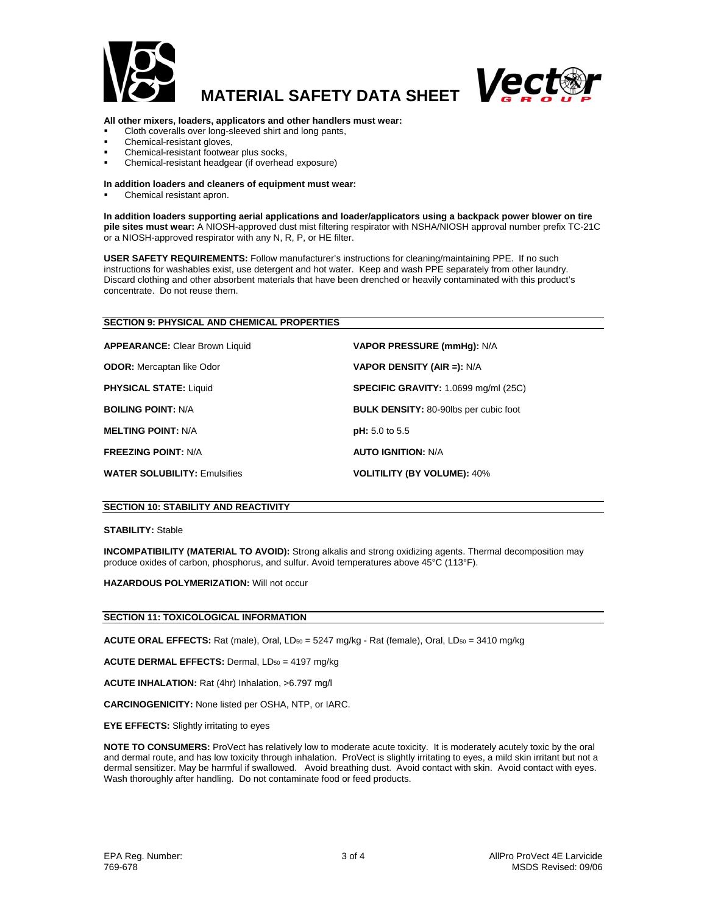**All other mixers, loaders, applicators and other handlers must wear:**

- Cloth coveralls over long-sleeved shirt and long pants,
- Chemical-resistant gloves,
- Chemical-resistant footwear plus socks,
- Chemical-resistant headgear (if overhead exposure)

**In addition loaders and cleaners of equipment must wear:**

- Chemical resistant apron.

**In addition loaders supporting aerial applications and loader/applicators using a backpack power blower on tire pile sites must wear:** A NIOSH-approved dust mist filtering respirator with NSHA/NIOSH approval number prefix TC-21C or a NIOSH-approved respirator with any N, R, P, or HE filter.

**USER SAFETY REQUIREMENTS:** Follow manufacturer's instructions for cleaning/maintaining PPE. If no such instructions for washables exist, use detergent and hot water. Keep and wash PPE separately from other laundry. Discard clothing and other absorbent materials that have been drenched or heavily contaminated with this product's concentrate. Do not reuse them.

## SECTION 9: PHYSICAL AND CHEMICAL PROPERTIES

**APPEARANCE:** Clear Brown Liquid

**ODOR:** Mercaptan like Odor

**PHYSICAL STATE:** Liquid

**BOILING POINT:** N/A

**MELTING POINT:** N/A

**FREEZING POINT:** N/A

**WATER SOLUBILITY:** Emulsifies

**VAPOR PRESSURE (mmHg):** N/A

**VAPOR DENSITY (AIR =):** N/A

**SPECIFIC GRAVITY:** 1.0699 mg/ml (25C)

**BULK DENSITY:** 80-90lbs per cubic foot

**pH:** 5.0 to 5.5

**AUTO IGNITION:** N/A

**VOLITILITY (BY VOLUME):** 40%

## SECTION 10: STABILITY AND REACTIVITY

**STABILITY:** Stable

**INCOMPATIBILITY (MATERIAL TO AVOID):** Strong alkalis and strong oxidizing agents. Thermal decomposition may produce oxides of carbon, phosphorus, and sulfur. Avoid temperatures above 45°C (113°F).

**HAZARDOUS POLYMERIZATION:** Will not occur

## SECTION 11: TOXICOLOGICAL INFORMATION

**ACUTE ORAL EFFECTS:** Rat (male), Oral, $LD_{50}$ = 5247 mg/kg - Rat (female), Oral, $LD_{50}$ = 3410 mg/kg

**ACUTE DERMAL EFFECTS:** Dermal, $LD_{50}$ = 4197 mg/kg

**ACUTE INHALATION:** Rat (4hr) Inhalation, >6.797 mg/l

**CARCINOGENICITY:** None listed per OSHA, NTP, or IARC.

**EYE EFFECTS:** Slightly irritating to eyes

**NOTE TO CONSUMERS:** ProVect has relatively low to moderate acute toxicity. It is moderately acutely toxic by the oral and dermal route, and has low toxicity through inhalation. ProVect is slightly irritating to eyes, a mild skin irritant but not a dermal sensitizer. May be harmful if swallowed. Avoid breathing dust. Avoid contact with skin. Avoid contact with eyes. Wash thoroughly after handling. Do not contaminate food or feed products.

EPA Reg. Number: 769-678

AllPro ProVect 4E Larvicide
MSDS Revised: 09/06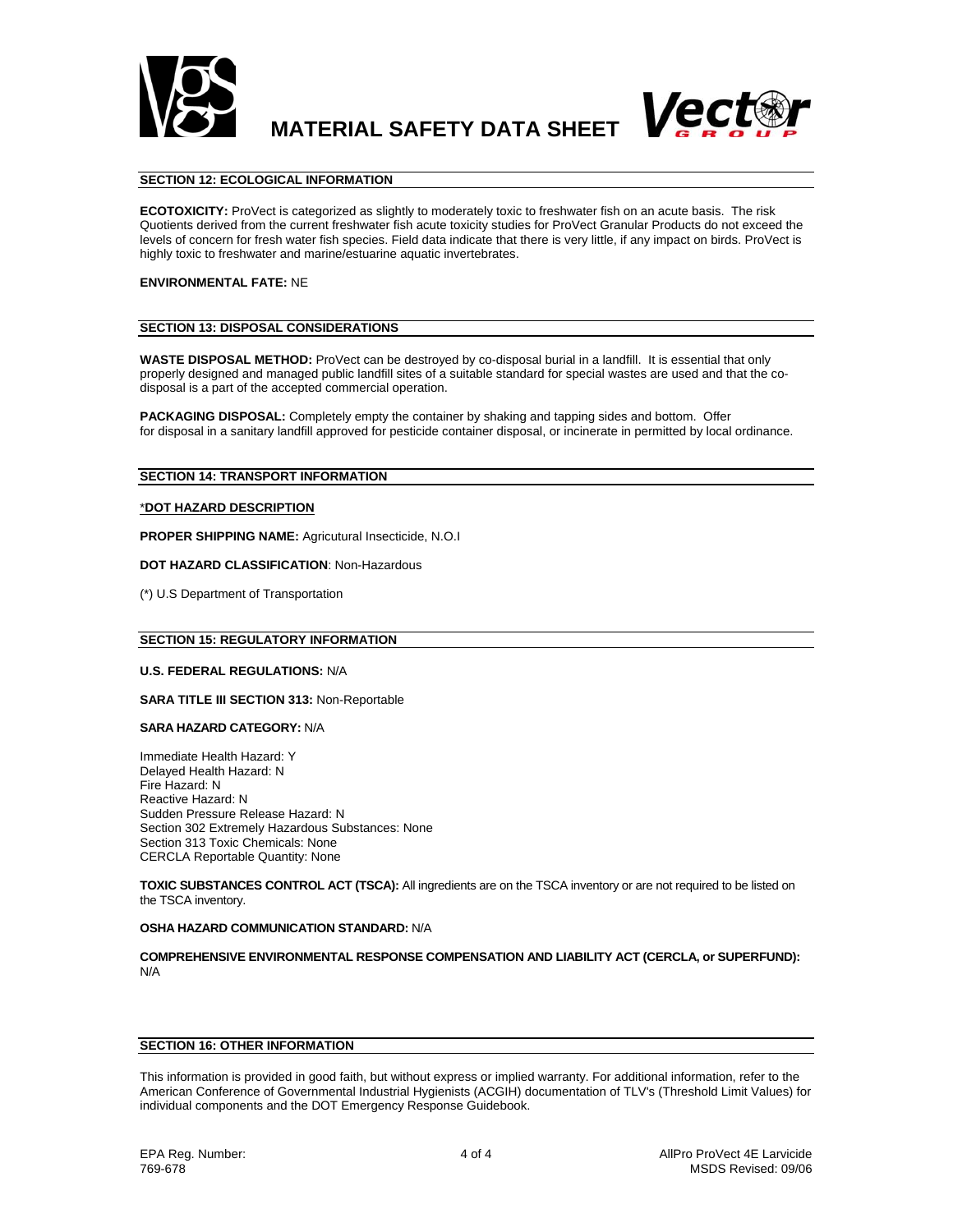# MATERIAL SAFETY DATA SHEET

## SECTION 12: ECOLOGICAL INFORMATION

**ECOTOXICITY:** ProVect is categorized as slightly to moderately toxic to freshwater fish on an acute basis. The risk Quotients derived from the current freshwater fish acute toxicity studies for ProVect Granular Products do not exceed the levels of concern for fresh water fish species. Field data indicate that there is very little, if any impact on birds. ProVect is highly toxic to freshwater and marine/estuarine aquatic invertebrates.

**ENVIRONMENTAL FATE:** NE

## SECTION 13: DISPOSAL CONSIDERATIONS

**WASTE DISPOSAL METHOD:** ProVect can be destroyed by co-disposal burial in a landfill. It is essential that only properly designed and managed public landfill sites of a suitable standard for special wastes are used and that the co-disposal is a part of the accepted commercial operation.

**PACKAGING DISPOSAL:** Completely empty the container by shaking and tapping sides and bottom. Offer for disposal in a sanitary landfill approved for pesticide container disposal, or incinerate in permitted by local ordinance.

## SECTION 14: TRANSPORT INFORMATION

*__DOT HAZARD DESCRIPTION__

**PROPER SHIPPING NAME:** Agricutural Insecticide, N.O.I

**DOT HAZARD CLASSIFICATION**: Non-Hazardous

(*) U.S Department of Transportation

## SECTION 15: REGULATORY INFORMATION

**U.S. FEDERAL REGULATIONS:** N/A

**SARA TITLE III SECTION 313:** Non-Reportable

**SARA HAZARD CATEGORY:** N/A

Immediate Health Hazard: Y
Delayed Health Hazard: N
Fire Hazard: N
Reactive Hazard: N
Sudden Pressure Release Hazard: N
Section 302 Extremely Hazardous Substances: None
Section 313 Toxic Chemicals: None
CERCLA Reportable Quantity: None

**TOXIC SUBSTANCES CONTROL ACT (TSCA):** All ingredients are on the TSCA inventory or are not required to be listed on the TSCA inventory.

**OSHA HAZARD COMMUNICATION STANDARD:** N/A

**COMPREHENSIVE ENVIRONMENTAL RESPONSE COMPENSATION AND LIABILITY ACT (CERCLA, or SUPERFUND):** N/A

## SECTION 16: OTHER INFORMATION

This information is provided in good faith, but without express or implied warranty. For additional information, refer to the American Conference of Governmental Industrial Hygienists (ACGIH) documentation of TLV's (Threshold Limit Values) for individual components and the DOT Emergency Response Guidebook.

EPA Reg. Number:
769-678

AllPro ProVect 4E Larvicide
MSDS Revised: 09/06